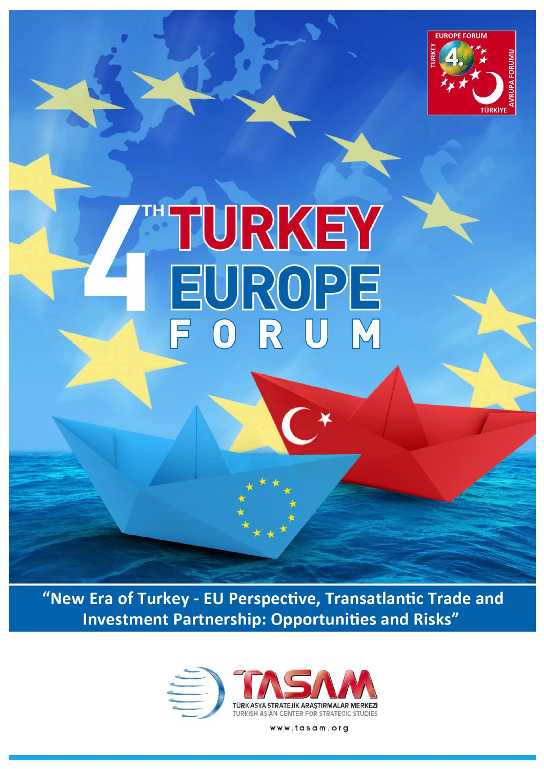EUROPE FORUM

TURKEY 4. AVRUPA FORUMU

TÜRKİYE

# 4TH TURKEY EUROPE FORUM

**"New Era of Turkey - EU Perspective, Transatlantic Trade and Investment Partnership: Opportunities and Risks"**

TASAM

TÜRK ASYA STRATEJİK ARAŞTIRMALAR MERKEZİ

TURKISH ASIAN CENTER FOR STRATEGIC STUDIES

www.tasam.org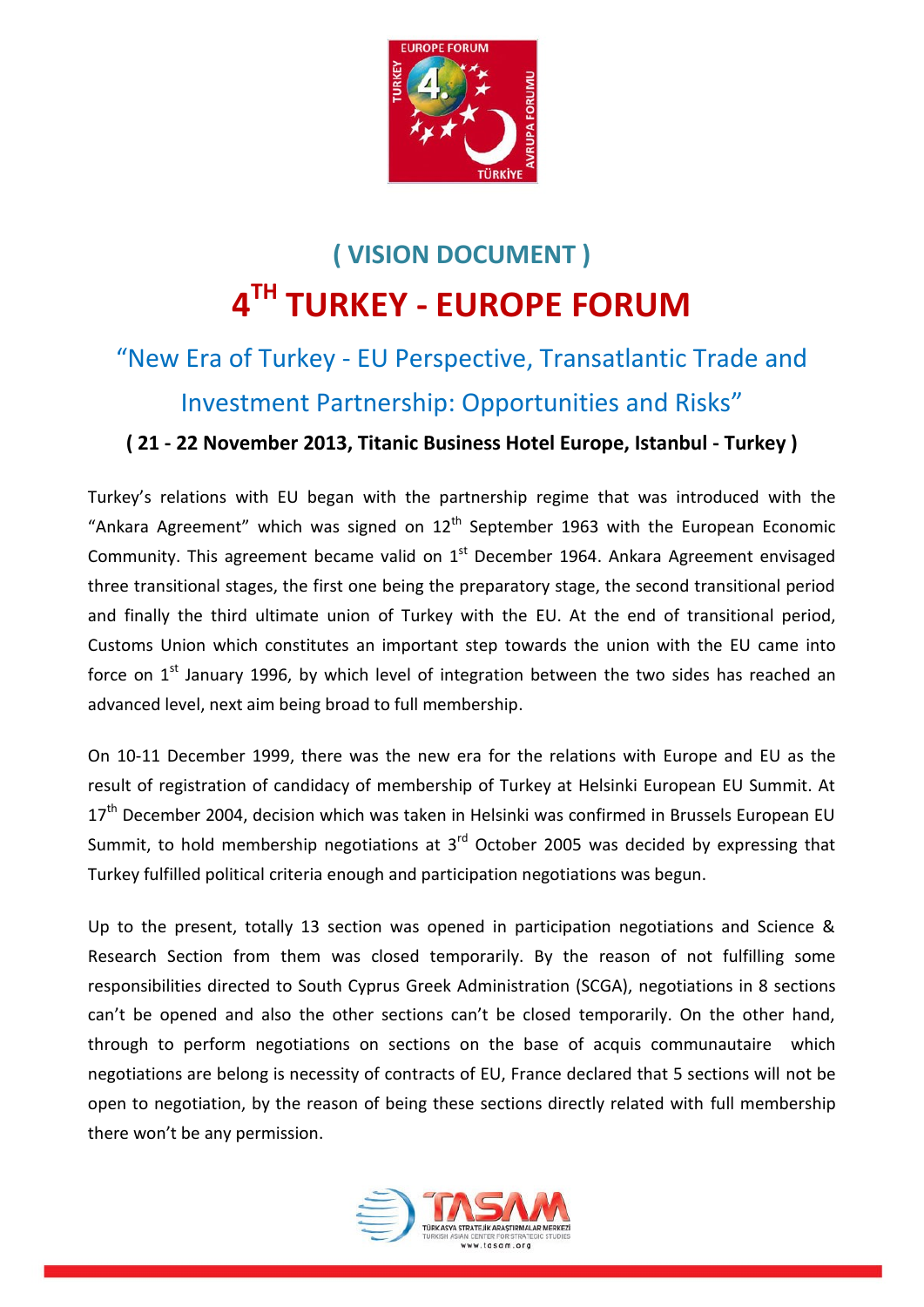## ( VISION DOCUMENT )

# 4TH TURKEY - EUROPE FORUM

### "New Era of Turkey - EU Perspective, Transatlantic Trade and Investment Partnership: Opportunities and Risks"

**( 21 - 22 November 2013, Titanic Business Hotel Europe, Istanbul - Turkey )**

Turkey's relations with EU began with the partnership regime that was introduced with the "Ankara Agreement" which was signed on 12th September 1963 with the European Economic Community. This agreement became valid on 1st December 1964. Ankara Agreement envisaged three transitional stages, the first one being the preparatory stage, the second transitional period and finally the third ultimate union of Turkey with the EU. At the end of transitional period, Customs Union which constitutes an important step towards the union with the EU came into force on 1st January 1996, by which level of integration between the two sides has reached an advanced level, next aim being broad to full membership.

On 10-11 December 1999, there was the new era for the relations with Europe and EU as the result of registration of candidacy of membership of Turkey at Helsinki European EU Summit. At 17th December 2004, decision which was taken in Helsinki was confirmed in Brussels European EU Summit, to hold membership negotiations at 3rd October 2005 was decided by expressing that Turkey fulfilled political criteria enough and participation negotiations was begun.

Up to the present, totally 13 section was opened in participation negotiations and Science & Research Section from them was closed temporarily. By the reason of not fulfilling some responsibilities directed to South Cyprus Greek Administration (SCGA), negotiations in 8 sections can't be opened and also the other sections can't be closed temporarily. On the other hand, through to perform negotiations on sections on the base of acquis communautaire which negotiations are belong is necessity of contracts of EU, France declared that 5 sections will not be open to negotiation, by the reason of being these sections directly related with full membership there won't be any permission.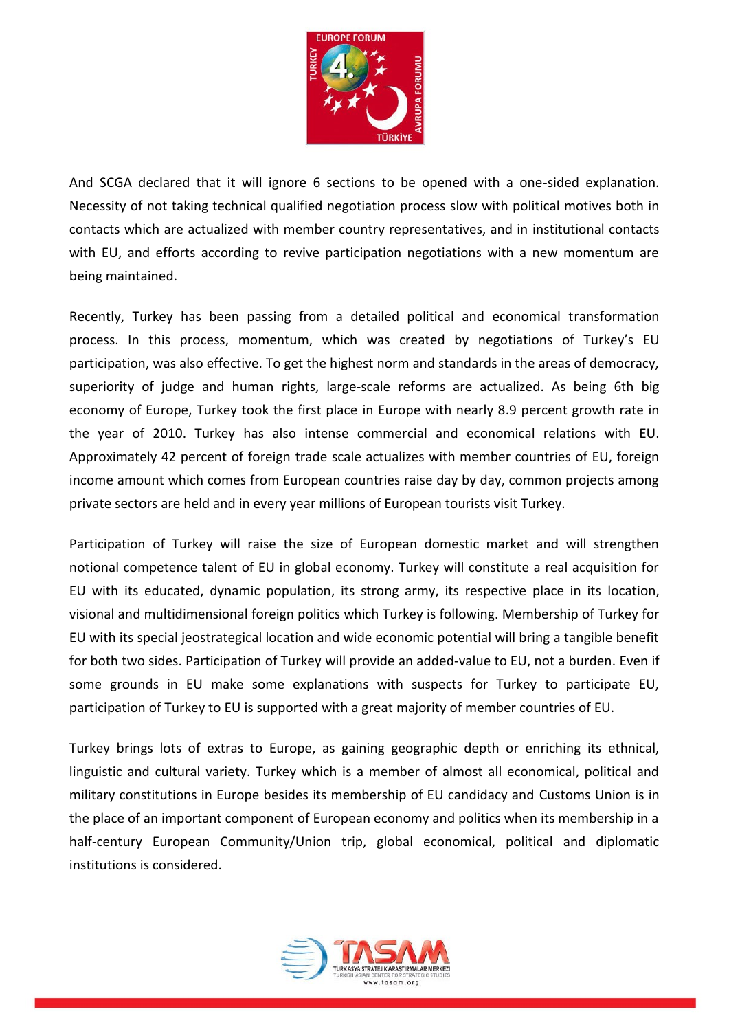And SCGA declared that it will ignore 6 sections to be opened with a one-sided explanation. Necessity of not taking technical qualified negotiation process slow with political motives both in contacts which are actualized with member country representatives, and in institutional contacts with EU, and efforts according to revive participation negotiations with a new momentum are being maintained.

Recently, Turkey has been passing from a detailed political and economical transformation process. In this process, momentum, which was created by negotiations of Turkey's EU participation, was also effective. To get the highest norm and standards in the areas of democracy, superiority of judge and human rights, large-scale reforms are actualized. As being 6th big economy of Europe, Turkey took the first place in Europe with nearly 8.9 percent growth rate in the year of 2010. Turkey has also intense commercial and economical relations with EU. Approximately 42 percent of foreign trade scale actualizes with member countries of EU, foreign income amount which comes from European countries raise day by day, common projects among private sectors are held and in every year millions of European tourists visit Turkey.

Participation of Turkey will raise the size of European domestic market and will strengthen notional competence talent of EU in global economy. Turkey will constitute a real acquisition for EU with its educated, dynamic population, its strong army, its respective place in its location, visional and multidimensional foreign politics which Turkey is following. Membership of Turkey for EU with its special jeostrategical location and wide economic potential will bring a tangible benefit for both two sides. Participation of Turkey will provide an added-value to EU, not a burden. Even if some grounds in EU make some explanations with suspects for Turkey to participate EU, participation of Turkey to EU is supported with a great majority of member countries of EU.

Turkey brings lots of extras to Europe, as gaining geographic depth or enriching its ethnical, linguistic and cultural variety. Turkey which is a member of almost all economical, political and military constitutions in Europe besides its membership of EU candidacy and Customs Union is in the place of an important component of European economy and politics when its membership in a half-century European Community/Union trip, global economical, political and diplomatic institutions is considered.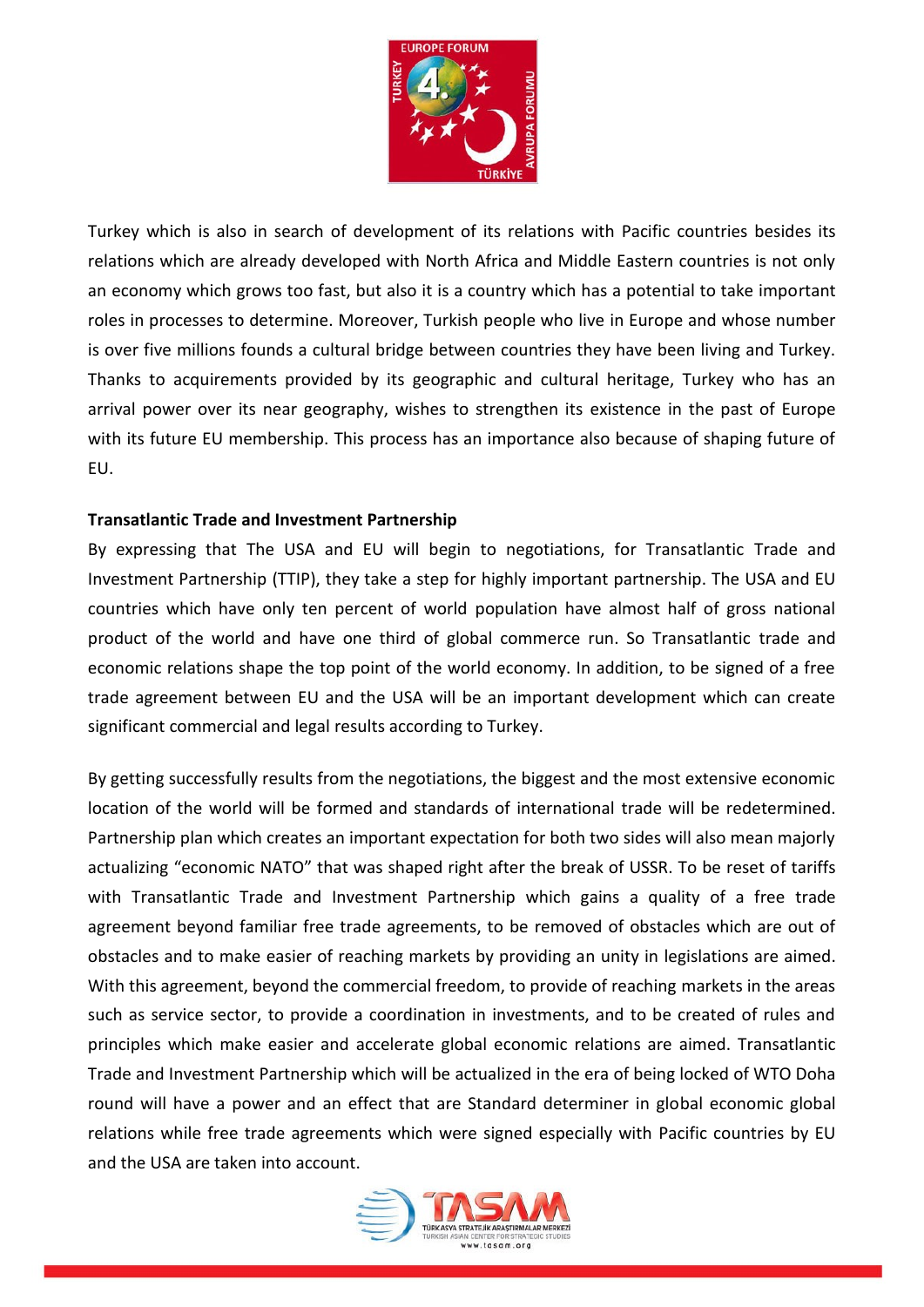Turkey which is also in search of development of its relations with Pacific countries besides its relations which are already developed with North Africa and Middle Eastern countries is not only an economy which grows too fast, but also it is a country which has a potential to take important roles in processes to determine. Moreover, Turkish people who live in Europe and whose number is over five millions founds a cultural bridge between countries they have been living and Turkey. Thanks to acquirements provided by its geographic and cultural heritage, Turkey who has an arrival power over its near geography, wishes to strengthen its existence in the past of Europe with its future EU membership. This process has an importance also because of shaping future of EU.

**Transatlantic Trade and Investment Partnership**

By expressing that The USA and EU will begin to negotiations, for Transatlantic Trade and Investment Partnership (TTIP), they take a step for highly important partnership. The USA and EU countries which have only ten percent of world population have almost half of gross national product of the world and have one third of global commerce run. So Transatlantic trade and economic relations shape the top point of the world economy. In addition, to be signed of a free trade agreement between EU and the USA will be an important development which can create significant commercial and legal results according to Turkey.

By getting successfully results from the negotiations, the biggest and the most extensive economic location of the world will be formed and standards of international trade will be redetermined. Partnership plan which creates an important expectation for both two sides will also mean majorly actualizing "economic NATO" that was shaped right after the break of USSR. To be reset of tariffs with Transatlantic Trade and Investment Partnership which gains a quality of a free trade agreement beyond familiar free trade agreements, to be removed of obstacles which are out of obstacles and to make easier of reaching markets by providing an unity in legislations are aimed. With this agreement, beyond the commercial freedom, to provide of reaching markets in the areas such as service sector, to provide a coordination in investments, and to be created of rules and principles which make easier and accelerate global economic relations are aimed. Transatlantic Trade and Investment Partnership which will be actualized in the era of being locked of WTO Doha round will have a power and an effect that are Standard determiner in global economic global relations while free trade agreements which were signed especially with Pacific countries by EU and the USA are taken into account.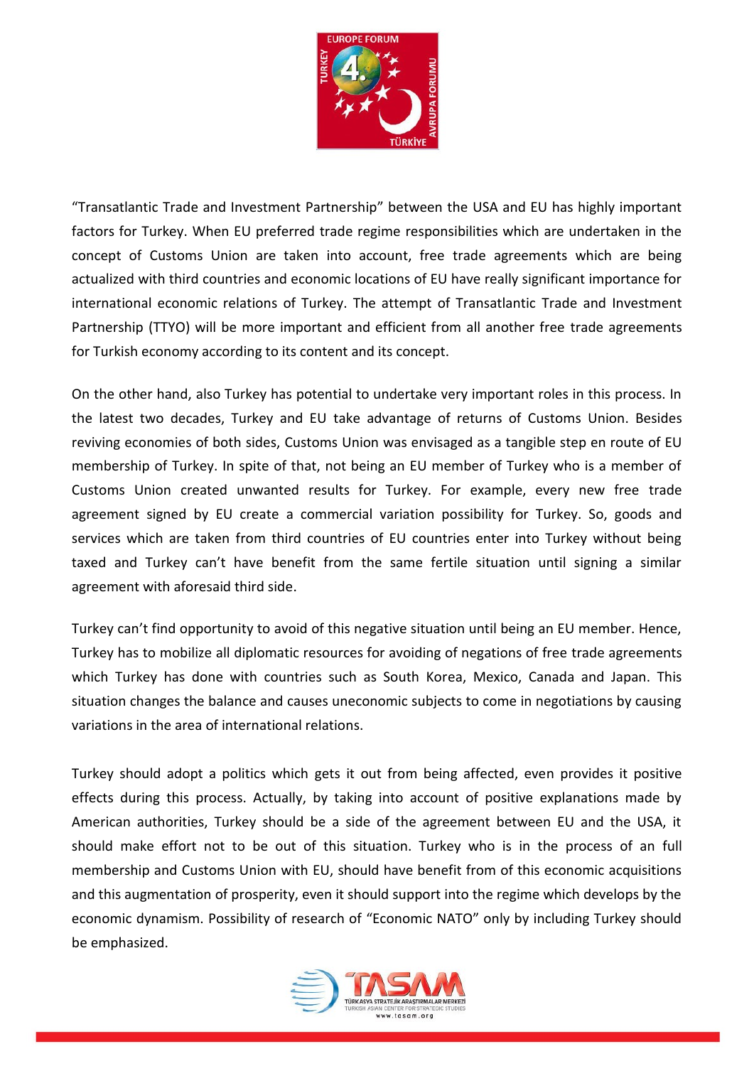"Transatlantic Trade and Investment Partnership" between the USA and EU has highly important factors for Turkey. When EU preferred trade regime responsibilities which are undertaken in the concept of Customs Union are taken into account, free trade agreements which are being actualized with third countries and economic locations of EU have really significant importance for international economic relations of Turkey. The attempt of Transatlantic Trade and Investment Partnership (TTYO) will be more important and efficient from all another free trade agreements for Turkish economy according to its content and its concept.

On the other hand, also Turkey has potential to undertake very important roles in this process. In the latest two decades, Turkey and EU take advantage of returns of Customs Union. Besides reviving economies of both sides, Customs Union was envisaged as a tangible step en route of EU membership of Turkey. In spite of that, not being an EU member of Turkey who is a member of Customs Union created unwanted results for Turkey. For example, every new free trade agreement signed by EU create a commercial variation possibility for Turkey. So, goods and services which are taken from third countries of EU countries enter into Turkey without being taxed and Turkey can't have benefit from the same fertile situation until signing a similar agreement with aforesaid third side.

Turkey can't find opportunity to avoid of this negative situation until being an EU member. Hence, Turkey has to mobilize all diplomatic resources for avoiding of negations of free trade agreements which Turkey has done with countries such as South Korea, Mexico, Canada and Japan. This situation changes the balance and causes uneconomic subjects to come in negotiations by causing variations in the area of international relations.

Turkey should adopt a politics which gets it out from being affected, even provides it positive effects during this process. Actually, by taking into account of positive explanations made by American authorities, Turkey should be a side of the agreement between EU and the USA, it should make effort not to be out of this situation. Turkey who is in the process of an full membership and Customs Union with EU, should have benefit from of this economic acquisitions and this augmentation of prosperity, even it should support into the regime which develops by the economic dynamism. Possibility of research of "Economic NATO" only by including Turkey should be emphasized.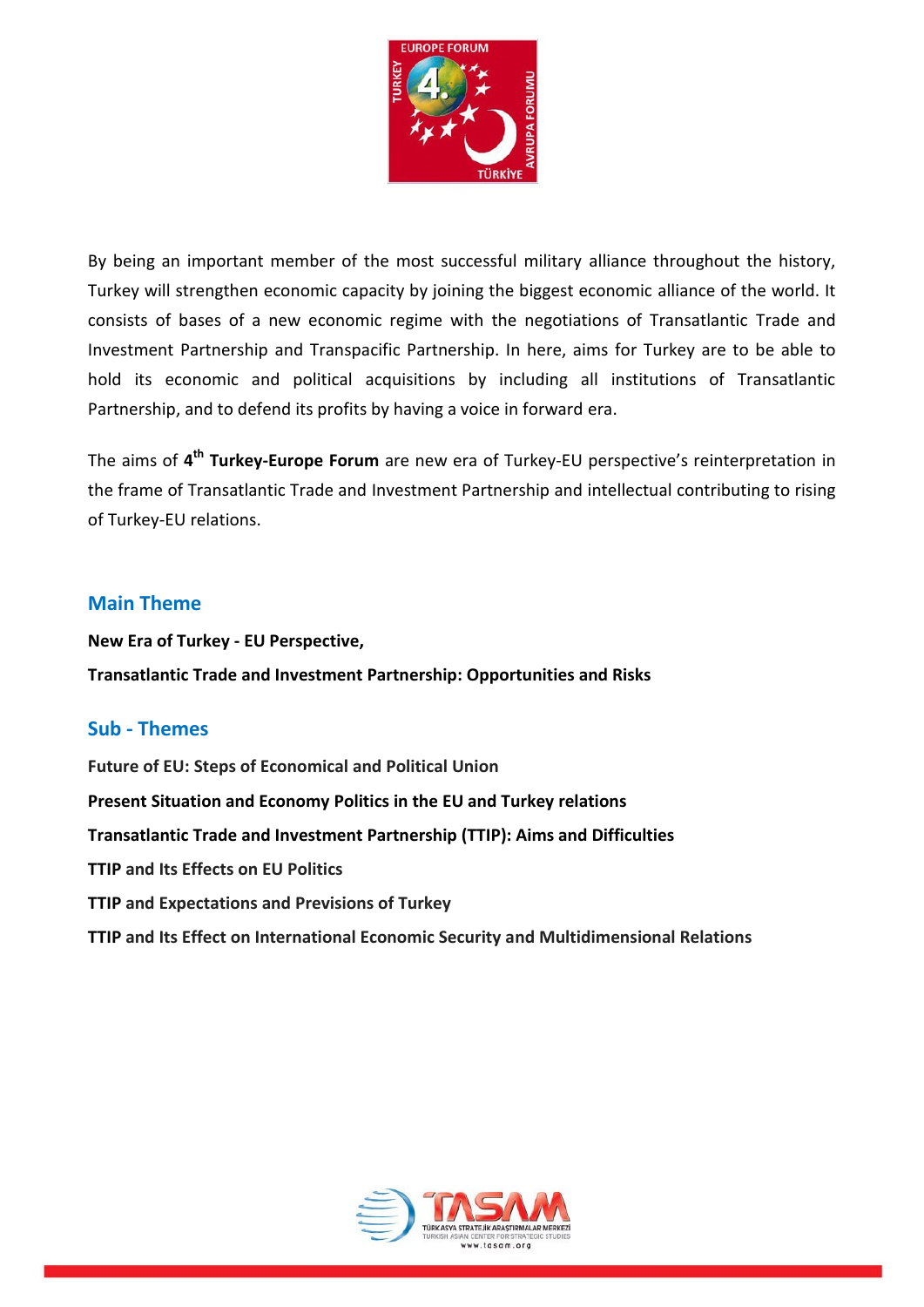By being an important member of the most successful military alliance throughout the history, Turkey will strengthen economic capacity by joining the biggest economic alliance of the world. It consists of bases of a new economic regime with the negotiations of Transatlantic Trade and Investment Partnership and Transpacific Partnership. In here, aims for Turkey are to be able to hold its economic and political acquisitions by including all institutions of Transatlantic Partnership, and to defend its profits by having a voice in forward era.

The aims of **4th Turkey-Europe Forum** are new era of Turkey-EU perspective's reinterpretation in the frame of Transatlantic Trade and Investment Partnership and intellectual contributing to rising of Turkey-EU relations.

## Main Theme

**New Era of Turkey - EU Perspective,**

**Transatlantic Trade and Investment Partnership: Opportunities and Risks**

## Sub - Themes

**Future of EU: Steps of Economical and Political Union**

**Present Situation and Economy Politics in the EU and Turkey relations**

**Transatlantic Trade and Investment Partnership (TTIP): Aims and Difficulties**

**TTIP and Its Effects on EU Politics**

**TTIP and Expectations and Previsions of Turkey**

**TTIP and Its Effect on International Economic Security and Multidimensional Relations**